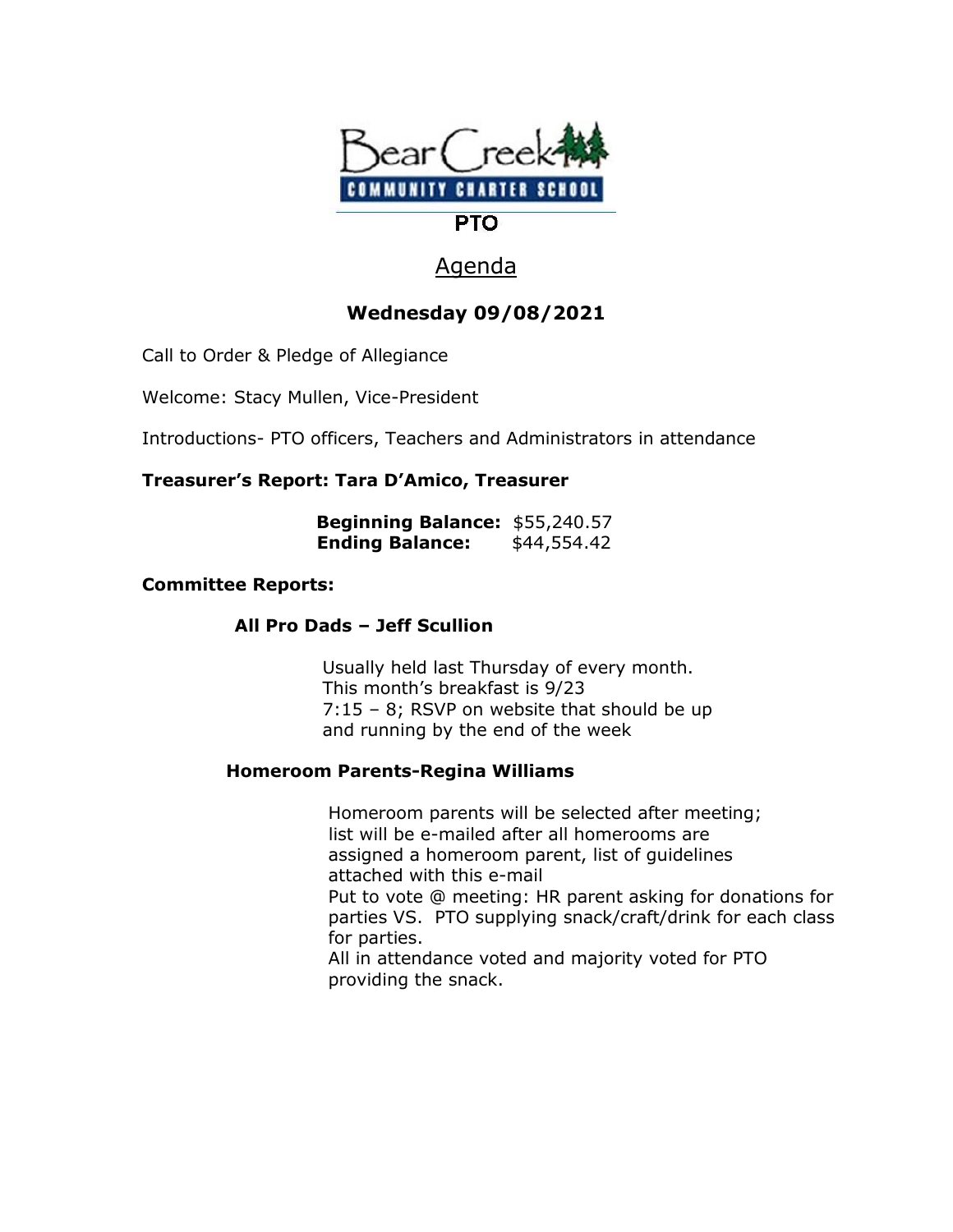Bear Creek COMMUNITY CHARTER SCHOOL

PTO

# Agenda

## Wednesday 09/08/2021

Call to Order & Pledge of Allegiance

Welcome: Stacy Mullen, Vice-President

Introductions- PTO officers, Teachers and Administrators in attendance

**Treasurer's Report: Tara D'Amico, Treasurer**

**Beginning Balance:** $55,240.57
**Ending Balance:** $44,554.42

**Committee Reports:**

**All Pro Dads – Jeff Scullion**

Usually held last Thursday of every month.
This month's breakfast is 9/23
7:15 – 8; RSVP on website that should be up and running by the end of the week

**Homeroom Parents-Regina Williams**

Homeroom parents will be selected after meeting; list will be e-mailed after all homerooms are assigned a homeroom parent, list of guidelines attached with this e-mail
Put to vote @ meeting: HR parent asking for donations for parties VS. PTO supplying snack/craft/drink for each class for parties.
All in attendance voted and majority voted for PTO providing the snack.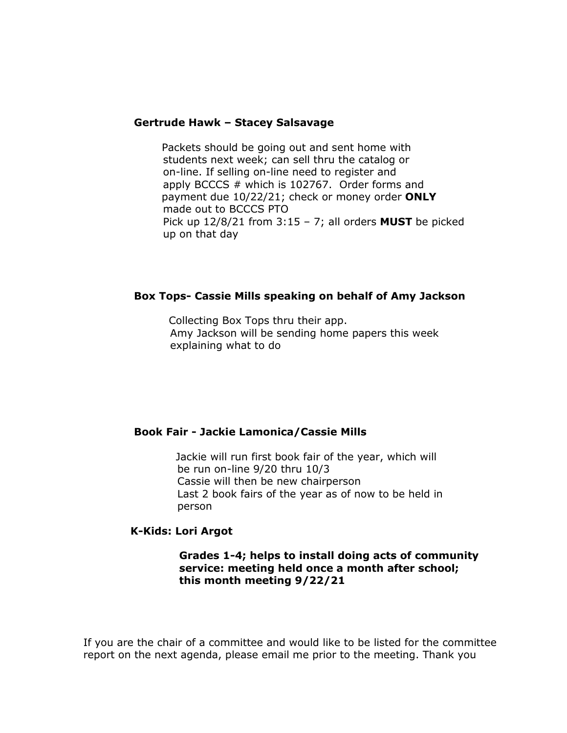**Gertrude Hawk – Stacey Salsavage**

Packets should be going out and sent home with students next week; can sell thru the catalog or on-line. If selling on-line need to register and apply BCCCS # which is 102767. Order forms and payment due 10/22/21; check or money order **ONLY** made out to BCCCS PTO
Pick up 12/8/21 from 3:15 – 7; all orders **MUST** be picked up on that day

**Box Tops- Cassie Mills speaking on behalf of Amy Jackson**

Collecting Box Tops thru their app.
Amy Jackson will be sending home papers this week explaining what to do

**Book Fair - Jackie Lamonica/Cassie Mills**

Jackie will run first book fair of the year, which will be run on-line 9/20 thru 10/3
Cassie will then be new chairperson
Last 2 book fairs of the year as of now to be held in person

**K-Kids: Lori Argot**

**Grades 1-4; helps to install doing acts of community service: meeting held once a month after school; this month meeting 9/22/21**

If you are the chair of a committee and would like to be listed for the committee report on the next agenda, please email me prior to the meeting. Thank you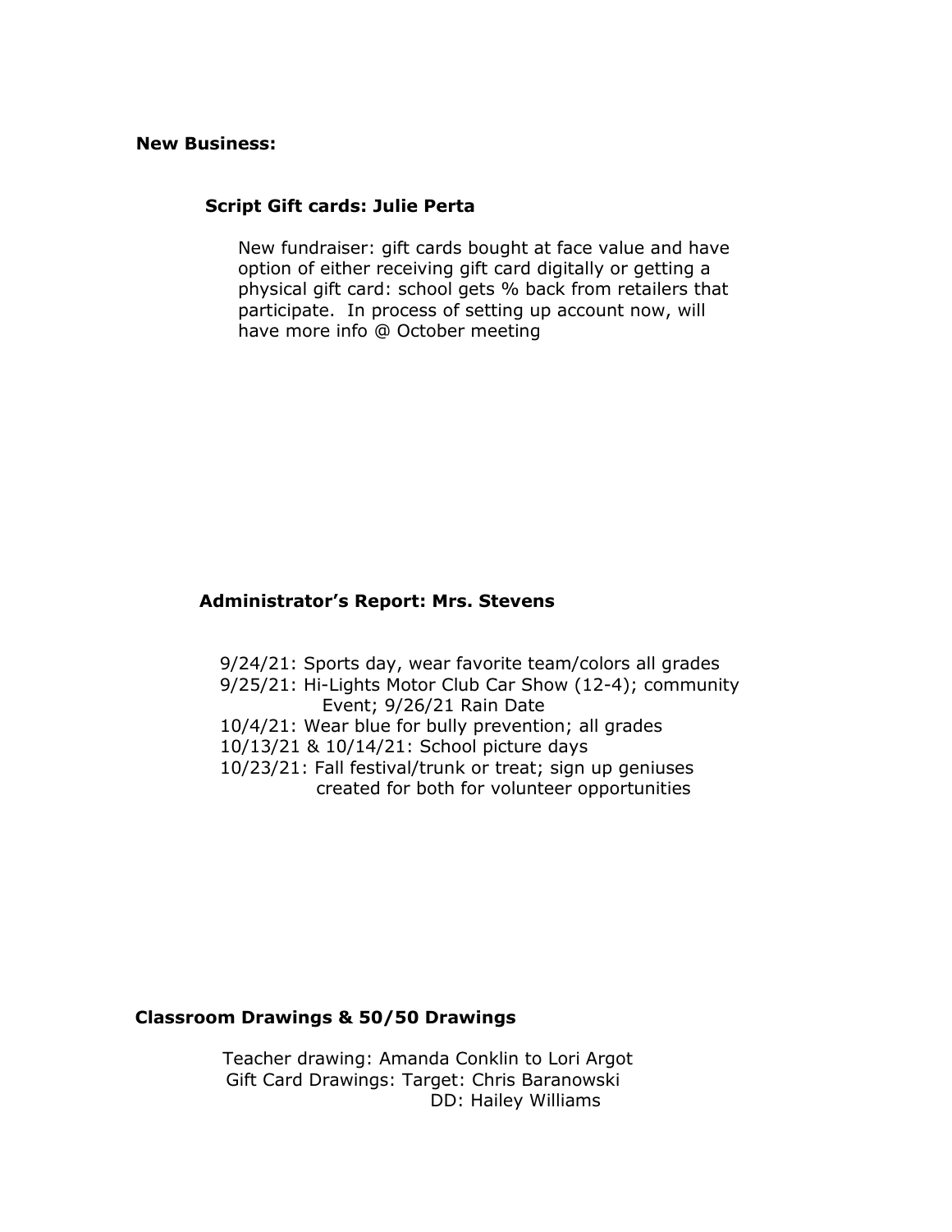**New Business:**

**Script Gift cards: Julie Perta**

New fundraiser: gift cards bought at face value and have option of either receiving gift card digitally or getting a physical gift card: school gets % back from retailers that participate. In process of setting up account now, will have more info @ October meeting

**Administrator's Report: Mrs. Stevens**

9/24/21: Sports day, wear favorite team/colors all grades
9/25/21: Hi-Lights Motor Club Car Show (12-4); community Event; 9/26/21 Rain Date
10/4/21: Wear blue for bully prevention; all grades
10/13/21 & 10/14/21: School picture days
10/23/21: Fall festival/trunk or treat; sign up geniuses created for both for volunteer opportunities

**Classroom Drawings & 50/50 Drawings**

Teacher drawing: Amanda Conklin to Lori Argot
Gift Card Drawings: Target: Chris Baranowski
DD: Hailey Williams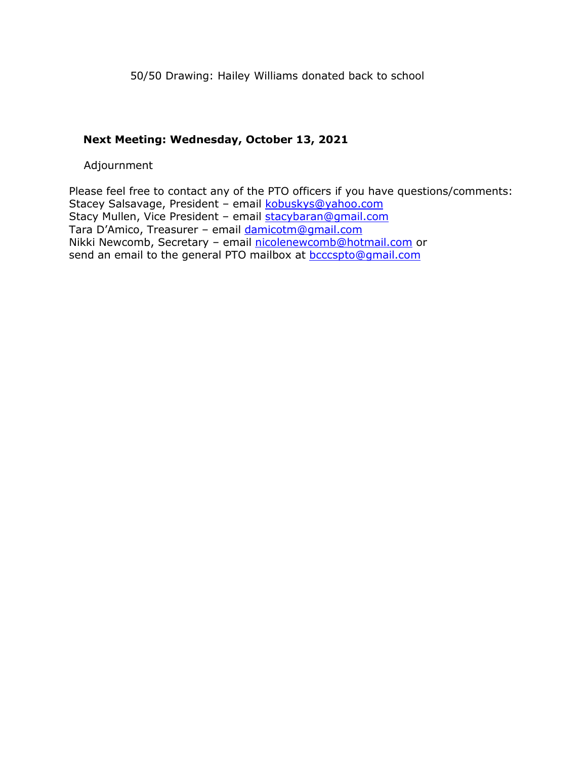50/50 Drawing: Hailey Williams donated back to school

**Next Meeting: Wednesday, October 13, 2021**

Adjournment

Please feel free to contact any of the PTO officers if you have questions/comments:
Stacey Salsavage, President – email kobuskys@yahoo.com
Stacy Mullen, Vice President – email stacybaran@gmail.com
Tara D'Amico, Treasurer – email damicotm@gmail.com
Nikki Newcomb, Secretary – email nicolenewcomb@hotmail.com or
send an email to the general PTO mailbox at bcccspto@gmail.com